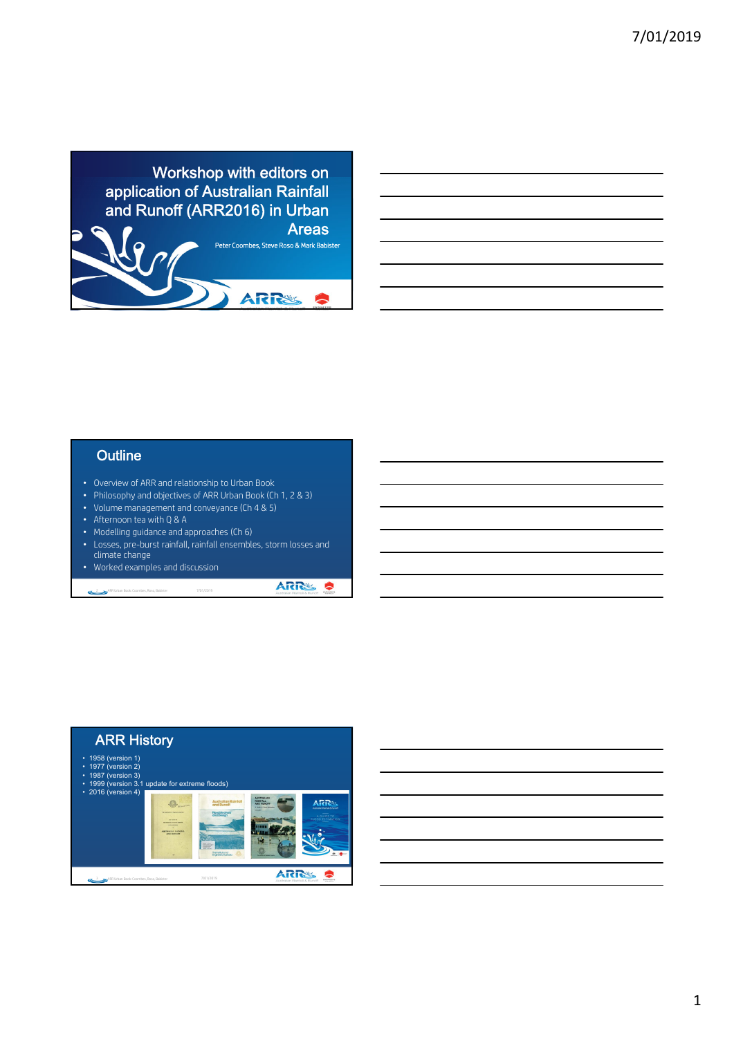# Workshop with editors on application of Australian Rainfall and Runoff (ARR2016) in Urban Areas

Peter Coombes, Steve Roso & Mark Babister

## Outline

- Overview of ARR and relationship to Urban Book
- Philosophy and objectives of ARR Urban Book (Ch 1, 2 & 3)
- Volume management and conveyance (Ch 4 & 5)
- Afternoon tea with Q & A
- Modelling guidance and approaches (Ch 6)
- Losses, pre-burst rainfall, rainfall ensembles, storm losses and climate change
- Worked examples and discussion

## ARR History

- 1958 (version 1)
- 1977 (version 2)
- 1987 (version 3)
- 1999 (version 3.1 update for extreme floods)
- 2016 (version 4)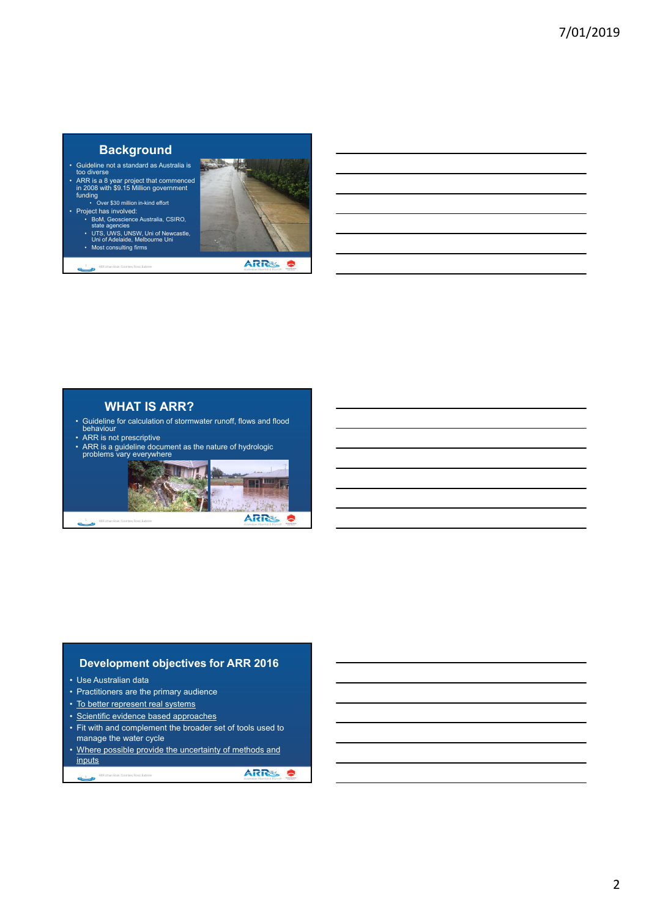## Background

- Guideline not a standard as Australia is too diverse
- ARR is a 8 year project that commenced in 2008 with $9.15 Million government funding
  - Over $30 million in-kind effort
- Project has involved:
  - BoM, Geoscience Australia, CSIRO, state agencies
  - UTS, UWS, UNSW, Uni of Newcastle, Uni of Adelaide, Melbourne Uni
  - Most consulting firms

## WHAT IS ARR?

- Guideline for calculation of stormwater runoff, flows and flood behaviour
- ARR is not prescriptive
- ARR is a guideline document as the nature of hydrologic problems vary everywhere

## Development objectives for ARR 2016

- Use Australian data
- Practitioners are the primary audience
- To better represent real systems
- Scientific evidence based approaches
- Fit with and complement the broader set of tools used to manage the water cycle
- Where possible provide the uncertainty of methods and inputs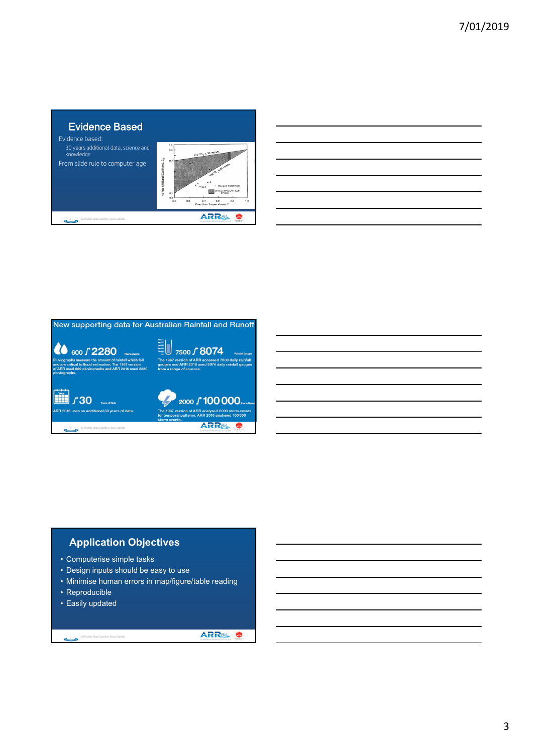## Evidence Based

Evidence based:

- 30 years additional data, science and knowledge

From slide rule to computer age

## New supporting data for Australian Rainfall and Runoff

**600 ↗ 2280** Pluviographs

Pluviographs measure the amount of rainfall which fell and are critical to flood estimation. The 1987 version of ARR used 600 pluviographs and ARR 2016 used 2280 pluviographs.

**7500 ↗ 8074** Rainfall Gauges

The 1987 version of ARR accessed 7500 daily rainfall gauges and ARR 2016 used 8074 daily rainfall gauges from a range of sources.

**↗ 30** Years of Data

ARR 2016 uses an additional 30 years of data.

**2000 ↗ 100 000** Storm Events

The 1987 version of ARR analysed 2000 storm events for temporal patterns. ARR 2016 analysed 100 000 storm events.

## Application Objectives

- Computerise simple tasks
- Design inputs should be easy to use
- Minimise human errors in map/figure/table reading
- Reproducible
- Easily updated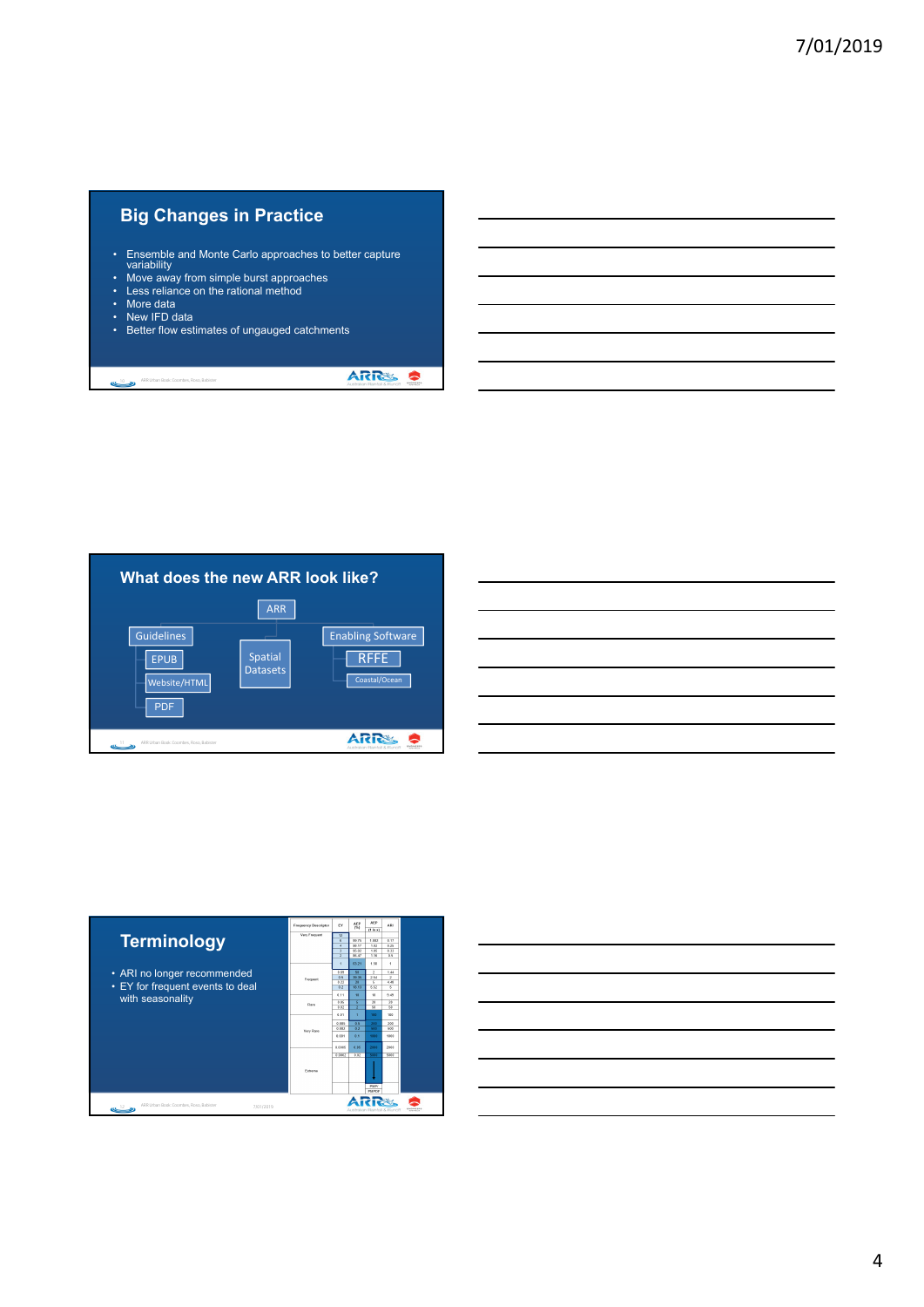## Big Changes in Practice

- Ensemble and Monte Carlo approaches to better capture variability
- Move away from simple burst approaches
- Less reliance on the rational method
- More data
- New IFD data
- Better flow estimates of ungauged catchments

## What does the new ARR look like?

- ARR
  - Guidelines
    - EPUB
    - Website/HTML
    - PDF
  - Spatial Datasets
  - Enabling Software
    - RFFE
    - Coastal/Ocean

## Terminology

- ARI no longer recommended
- EY for frequent events to deal with seasonality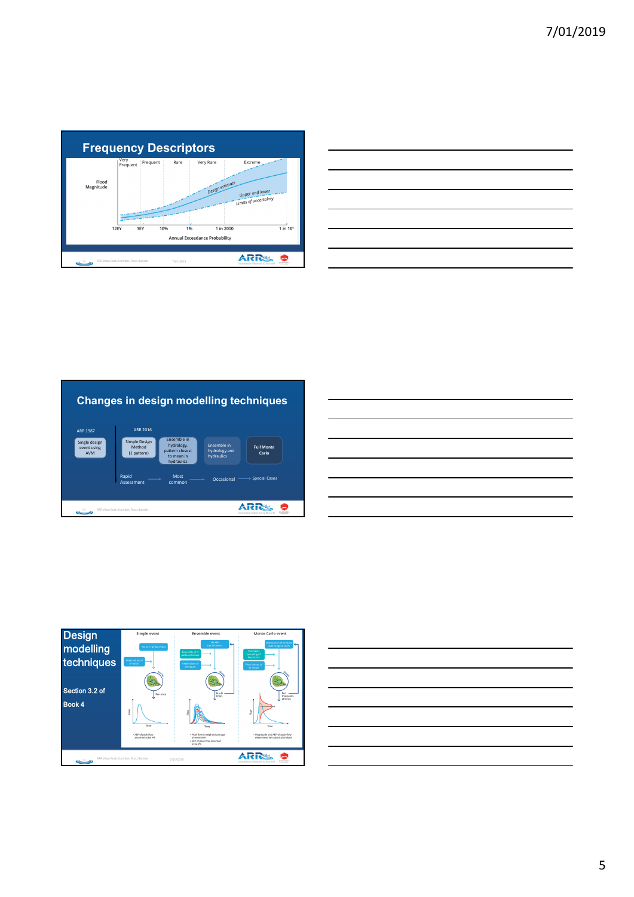## Frequency Descriptors

Very Frequent | Frequent | Rare | Very Rare | Extreme

Flood Magnitude

Design estimate

Upper and lower Limits of uncertainty

12EY | 1EY | 10% | 1% | 1 in 2000 | 1 in $10^6$

Annual Exceedance Probability

## Changes in design modelling techniques

ARR 1987

- Single design event using AVM

ARR 2016

- Simple Design Method (1 pattern)
- Ensemble in hydrology, pattern closest to mean in hydraulics
- Ensemble in hydrology and hydraulics
- Full Monte Carlo

Rapid Assessment → Most common → Occasional → Special Cases

## Design modelling techniques

Section 3.2 of Book 4

| Simple event | Ensemble event | Monte Carlo event |
|---|---|---|
| 1% AEP rainfall event | 1% AEP rainfall event | Distribution of rainfalls over range of AEPs |
| Fixed values of all inputs | Ensemble of 10 patterns/values | Stochastic sampling of key inputs |
| | Fixed values of all inputs | Fixed values of all inputs |
| Run once | Run N times | Run thousands of times |
| • AEP of peak flow assumed to be 1% | • Peak flow is weighted average of ensemble<br>• AEP of peak flow assumed to be 1% | • Magnitude and AEP of peak flow determined by statistical analysis |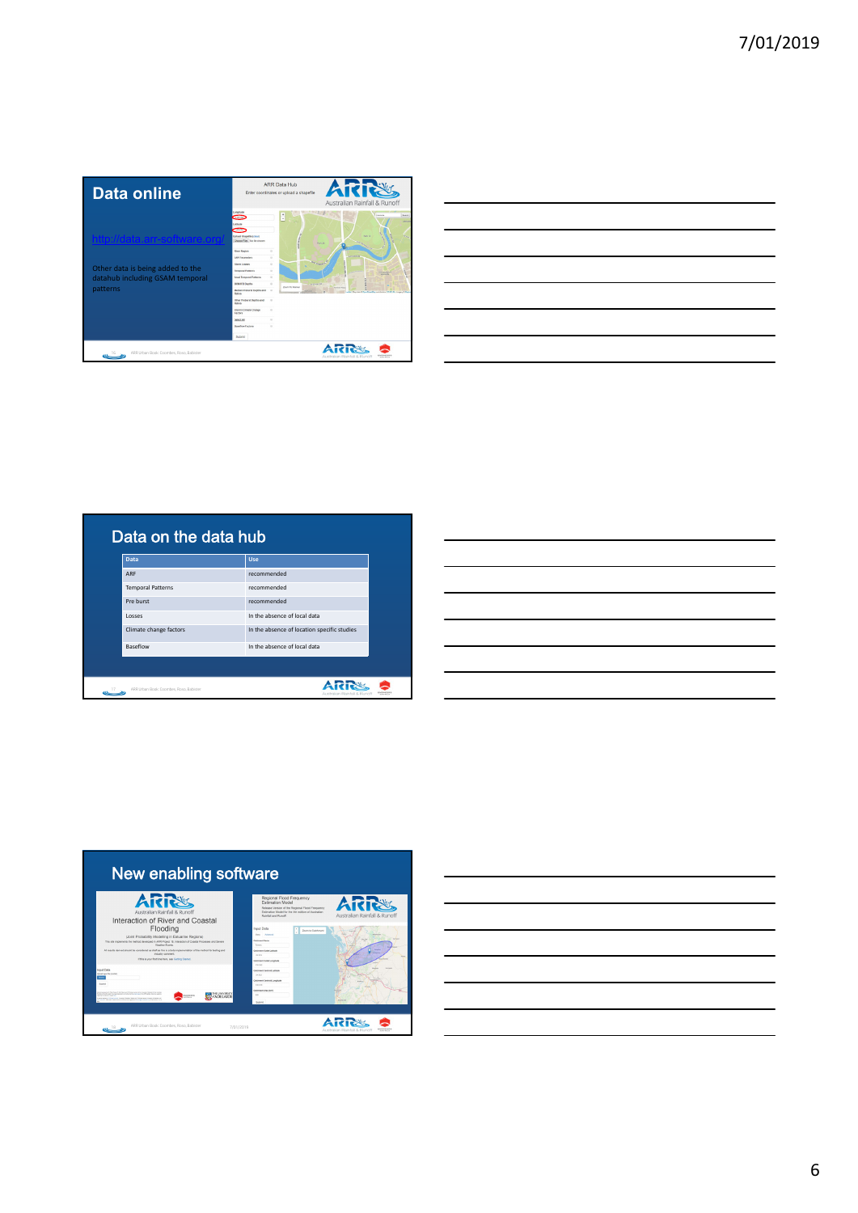## Data online

http://data.arr-software.org/

Other data is being added to the datahub including GSAM temporal patterns

## Data on the data hub

| Data | Use |
| --- | --- |
| ARF | recommended |
| Temporal Patterns | recommended |
| Pre burst | recommended |
| Losses | In the absence of local data |
| Climate change factors | In the absence of location specific studies |
| Baseflow | In the absence of local data |

## New enabling software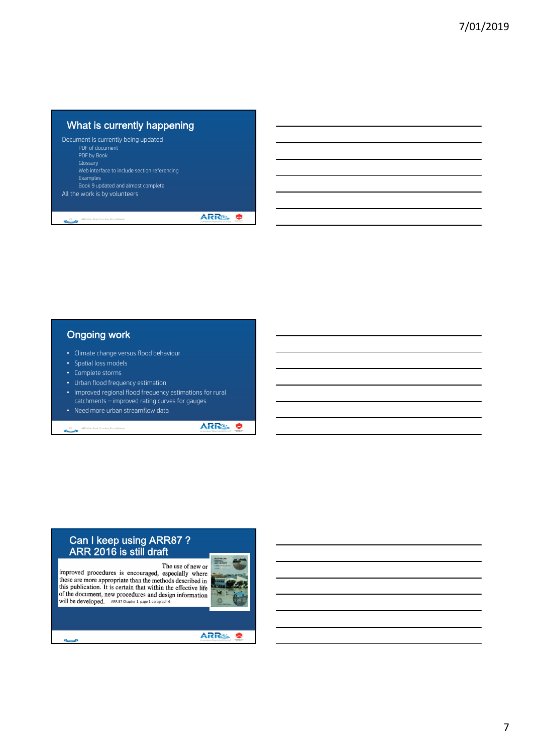## What is currently happening

Document is currently being updated

- PDF of document
- PDF by Book
- Glossary
- Web interface to include section referencing
- Examples
- Book 9 updated and almost complete

All the work is by volunteers

## Ongoing work

- Climate change versus flood behaviour
- Spatial loss models
- Complete storms
- Urban flood frequency estimation
- Improved regional flood frequency estimations for rural catchments – improved rating curves for gauges
- Need more urban streamflow data

## Can I keep using ARR87 ? ARR 2016 is still draft

The use of new or improved procedures is encouraged, especially where these are more appropriate than the methods described in this publication. It is certain that within the effective life of the document, new procedures and design information will be developed. ARR 87 Chapter 1, page 1 paragraph 6